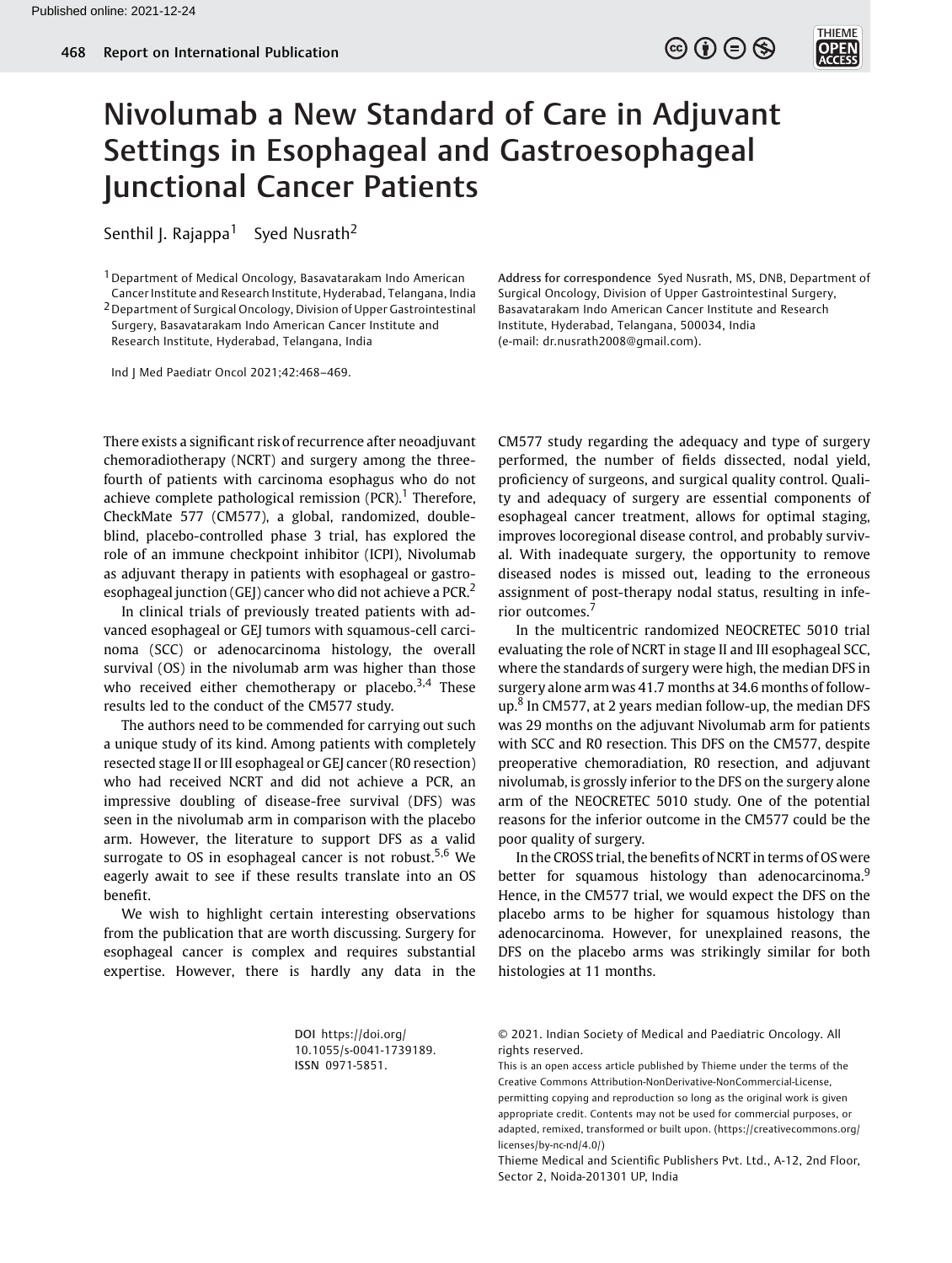# Nivolumab a New Standard of Care in Adjuvant Settings in Esophageal and Gastroesophageal Junctional Cancer Patients

Senthil J. Rajappa[1] Syed Nusrath[2]

[1] Department of Medical Oncology, Basavatarakam Indo American Cancer Institute and Research Institute, Hyderabad, Telangana, India

[2] Department of Surgical Oncology, Division of Upper Gastrointestinal Surgery, Basavatarakam Indo American Cancer Institute and Research Institute, Hyderabad, Telangana, India

Ind J Med Paediatr Oncol 2021;42:468–469.

**Address for correspondence** Syed Nusrath, MS, DNB, Department of Surgical Oncology, Division of Upper Gastrointestinal Surgery, Basavatarakam Indo American Cancer Institute and Research Institute, Hyderabad, Telangana, 500034, India (e-mail: dr.nusrath2008@gmail.com).

There exists a significant risk of recurrence after neoadjuvant chemoradiotherapy (NCRT) and surgery among the three-fourth of patients with carcinoma esophagus who do not achieve complete pathological remission (PCR).[1] Therefore, CheckMate 577 (CM577), a global, randomized, double-blind, placebo-controlled phase 3 trial, has explored the role of an immune checkpoint inhibitor (ICPI), Nivolumab as adjuvant therapy in patients with esophageal or gastroesophageal junction (GEJ) cancer who did not achieve a PCR.[2]

In clinical trials of previously treated patients with advanced esophageal or GEJ tumors with squamous-cell carcinoma (SCC) or adenocarcinoma histology, the overall survival (OS) in the nivolumab arm was higher than those who received either chemotherapy or placebo.[3,4] These results led to the conduct of the CM577 study.

The authors need to be commended for carrying out such a unique study of its kind. Among patients with completely resected stage II or III esophageal or GEJ cancer (R0 resection) who had received NCRT and did not achieve a PCR, an impressive doubling of disease-free survival (DFS) was seen in the nivolumab arm in comparison with the placebo arm. However, the literature to support DFS as a valid surrogate to OS in esophageal cancer is not robust.[5,6] We eagerly await to see if these results translate into an OS benefit.

We wish to highlight certain interesting observations from the publication that are worth discussing. Surgery for esophageal cancer is complex and requires substantial expertise. However, there is hardly any data in the CM577 study regarding the adequacy and type of surgery performed, the number of fields dissected, nodal yield, proficiency of surgeons, and surgical quality control. Quality and adequacy of surgery are essential components of esophageal cancer treatment, allows for optimal staging, improves locoregional disease control, and probably survival. With inadequate surgery, the opportunity to remove diseased nodes is missed out, leading to the erroneous assignment of post-therapy nodal status, resulting in inferior outcomes.[7]

In the multicentric randomized NEOCRETEC 5010 trial evaluating the role of NCRT in stage II and III esophageal SCC, where the standards of surgery were high, the median DFS in surgery alone arm was 41.7 months at 34.6 months of follow-up.[8] In CM577, at 2 years median follow-up, the median DFS was 29 months on the adjuvant Nivolumab arm for patients with SCC and R0 resection. This DFS on the CM577, despite preoperative chemoradiation, R0 resection, and adjuvant nivolumab, is grossly inferior to the DFS on the surgery alone arm of the NEOCRETEC 5010 study. One of the potential reasons for the inferior outcome in the CM577 could be the poor quality of surgery.

In the CROSS trial, the benefits of NCRT in terms of OS were better for squamous histology than adenocarcinoma.[9] Hence, in the CM577 trial, we would expect the DFS on the placebo arms to be higher for squamous histology than adenocarcinoma. However, for unexplained reasons, the DFS on the placebo arms was strikingly similar for both histologies at 11 months.

DOI https://doi.org/10.1055/s-0041-1739189.
ISSN 0971-5851.

© 2021. Indian Society of Medical and Paediatric Oncology. All rights reserved.

This is an open access article published by Thieme under the terms of the Creative Commons Attribution-NonDerivative-NonCommercial-License, permitting copying and reproduction so long as the original work is given appropriate credit. Contents may not be used for commercial purposes, or adapted, remixed, transformed or built upon. (https://creativecommons.org/licenses/by-nc-nd/4.0/)

Thieme Medical and Scientific Publishers Pvt. Ltd., A-12, 2nd Floor, Sector 2, Noida-201301 UP, India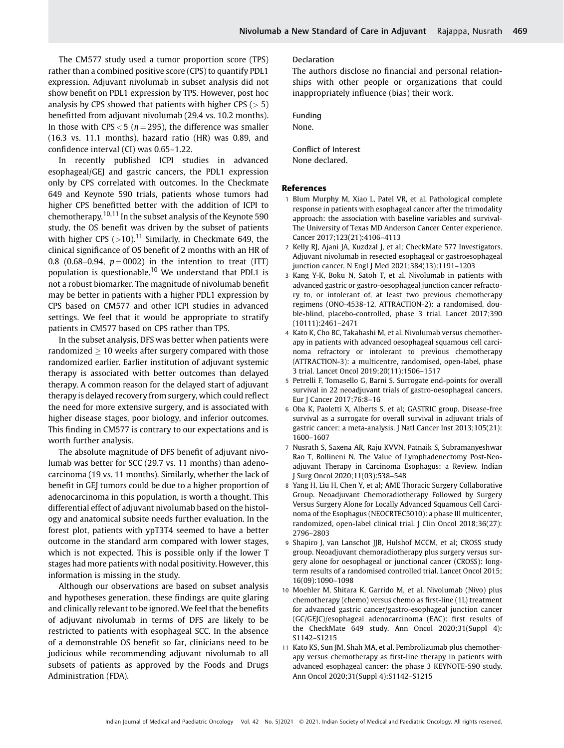The CM577 study used a tumor proportion score (TPS) rather than a combined positive score (CPS) to quantify PDL1 expression. Adjuvant nivolumab in subset analysis did not show benefit on PDL1 expression by TPS. However, post hoc analysis by CPS showed that patients with higher CPS ($> 5$) benefitted from adjuvant nivolumab (29.4 vs. 10.2 months). In those with CPS $< 5$ ($n = 295$), the difference was smaller (16.3 vs. 11.1 months), hazard ratio (HR) was 0.89, and confidence interval (CI) was 0.65–1.22.

In recently published ICPI studies in advanced esophageal/GEJ and gastric cancers, the PDL1 expression only by CPS correlated with outcomes. In the Checkmate 649 and Keynote 590 trials, patients whose tumors had higher CPS benefitted better with the addition of ICPI to chemotherapy.[10,11] In the subset analysis of the Keynote 590 study, the OS benefit was driven by the subset of patients with higher CPS ($>10$).[11] Similarly, in Checkmate 649, the clinical significance of OS benefit of 2 months with an HR of 0.8 (0.68–0.94, $p = 0002$) in the intention to treat (ITT) population is questionable.[10] We understand that PDL1 is not a robust biomarker. The magnitude of nivolumab benefit may be better in patients with a higher PDL1 expression by CPS based on CM577 and other ICPI studies in advanced settings. We feel that it would be appropriate to stratify patients in CM577 based on CPS rather than TPS.

In the subset analysis, DFS was better when patients were randomized $\geq 10$ weeks after surgery compared with those randomized earlier. Earlier institution of adjuvant systemic therapy is associated with better outcomes than delayed therapy. A common reason for the delayed start of adjuvant therapy is delayed recovery from surgery, which could reflect the need for more extensive surgery, and is associated with higher disease stages, poor biology, and inferior outcomes. This finding in CM577 is contrary to our expectations and is worth further analysis.

The absolute magnitude of DFS benefit of adjuvant nivolumab was better for SCC (29.7 vs. 11 months) than adenocarcinoma (19 vs. 11 months). Similarly, whether the lack of benefit in GEJ tumors could be due to a higher proportion of adenocarcinoma in this population, is worth a thought. This differential effect of adjuvant nivolumab based on the histology and anatomical subsite needs further evaluation. In the forest plot, patients with ypT3T4 seemed to have a better outcome in the standard arm compared with lower stages, which is not expected. This is possible only if the lower T stages had more patients with nodal positivity. However, this information is missing in the study.

Although our observations are based on subset analysis and hypotheses generation, these findings are quite glaring and clinically relevant to be ignored. We feel that the benefits of adjuvant nivolumab in terms of DFS are likely to be restricted to patients with esophageal SCC. In the absence of a demonstrable OS benefit so far, clinicians need to be judicious while recommending adjuvant nivolumab to all subsets of patients as approved by the Foods and Drugs Administration (FDA).

Declaration

The authors disclose no financial and personal relationships with other people or organizations that could inappropriately influence (bias) their work.

Funding

None.

Conflict of Interest

None declared.

## References

1. Blum Murphy M, Xiao L, Patel VR, et al. Pathological complete response in patients with esophageal cancer after the trimodality approach: the association with baseline variables and survival-The University of Texas MD Anderson Cancer Center experience. Cancer 2017;123(21):4106–4113
2. Kelly RJ, Ajani JA, Kuzdzal J, et al; CheckMate 577 Investigators. Adjuvant nivolumab in resected esophageal or gastroesophageal junction cancer. N Engl J Med 2021;384(13):1191–1203
3. Kang Y-K, Boku N, Satoh T, et al. Nivolumab in patients with advanced gastric or gastro-oesophageal junction cancer refractory to, or intolerant of, at least two previous chemotherapy regimens (ONO-4538-12, ATTRACTION-2): a randomised, double-blind, placebo-controlled, phase 3 trial. Lancet 2017;390 (10111):2461–2471
4. Kato K, Cho BC, Takahashi M, et al. Nivolumab versus chemotherapy in patients with advanced oesophageal squamous cell carcinoma refractory or intolerant to previous chemotherapy (ATTRACTION-3): a multicentre, randomised, open-label, phase 3 trial. Lancet Oncol 2019;20(11):1506–1517
5. Petrelli F, Tomasello G, Barni S. Surrogate end-points for overall survival in 22 neoadjuvant trials of gastro-oesophageal cancers. Eur J Cancer 2017;76:8–16
6. Oba K, Paoletti X, Alberts S, et al; GASTRIC group. Disease-free survival as a surrogate for overall survival in adjuvant trials of gastric cancer: a meta-analysis. J Natl Cancer Inst 2013;105(21): 1600–1607
7. Nusrath S, Saxena AR, Raju KVVN, Patnaik S, Subramanyeshwar Rao T, Bollineni N. The Value of Lymphadenectomy Post-Neoadjuvant Therapy in Carcinoma Esophagus: a Review. Indian J Surg Oncol 2020;11(03):538–548
8. Yang H, Liu H, Chen Y, et al; AME Thoracic Surgery Collaborative Group. Neoadjuvant Chemoradiotherapy Followed by Surgery Versus Surgery Alone for Locally Advanced Squamous Cell Carcinoma of the Esophagus (NEOCRTEC5010): a phase III multicenter, randomized, open-label clinical trial. J Clin Oncol 2018;36(27): 2796–2803
9. Shapiro J, van Lanschot JJB, Hulshof MCCM, et al; CROSS study group. Neoadjuvant chemoradiotherapy plus surgery versus surgery alone for oesophageal or junctional cancer (CROSS): long-term results of a randomised controlled trial. Lancet Oncol 2015; 16(09):1090–1098
10. Moehler M, Shitara K, Garrido M, et al. Nivolumab (Nivo) plus chemotherapy (chemo) versus chemo as first-line (1L) treatment for advanced gastric cancer/gastro-esophageal junction cancer (GC/GEJC)/esophageal adenocarcinoma (EAC): first results of the CheckMate 649 study. Ann Oncol 2020;31(Suppl 4): S1142–S1215
11. Kato KS, Sun JM, Shah MA, et al. Pembrolizumab plus chemotherapy versus chemotherapy as first-line therapy in patients with advanced esophageal cancer: the phase 3 KEYNOTE-590 study. Ann Oncol 2020;31(Suppl 4):S1142–S1215